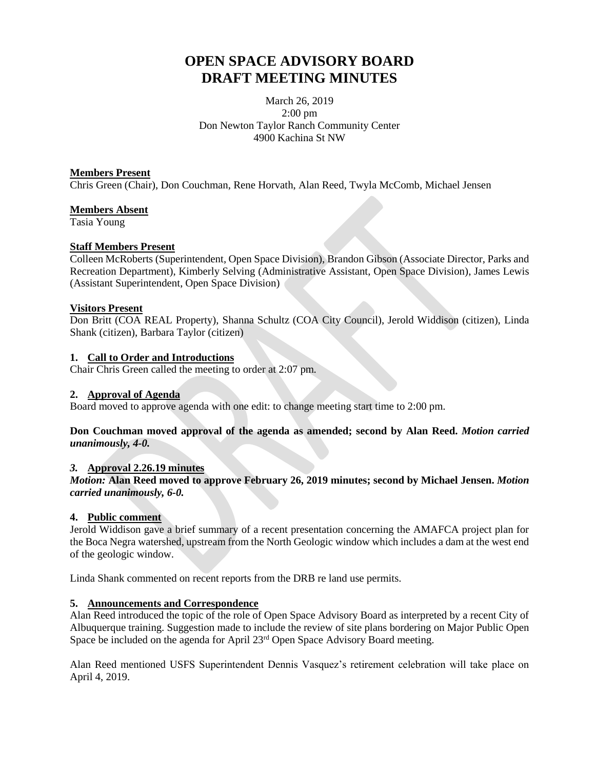# OPEN SPACE ADVISORY BOARD
# DRAFT MEETING MINUTES

March 26, 2019
2:00 pm
Don Newton Taylor Ranch Community Center
4900 Kachina St NW

**Members Present**
Chris Green (Chair), Don Couchman, Rene Horvath, Alan Reed, Twyla McComb, Michael Jensen

**Members Absent**
Tasia Young

**Staff Members Present**
Colleen McRoberts (Superintendent, Open Space Division), Brandon Gibson (Associate Director, Parks and Recreation Department), Kimberly Selving (Administrative Assistant, Open Space Division), James Lewis (Assistant Superintendent, Open Space Division)

**Visitors Present**
Don Britt (COA REAL Property), Shanna Schultz (COA City Council), Jerold Widdison (citizen), Linda Shank (citizen), Barbara Taylor (citizen)

## 1. Call to Order and Introductions

Chair Chris Green called the meeting to order at 2:07 pm.

## 2. Approval of Agenda

Board moved to approve agenda with one edit: to change meeting start time to 2:00 pm.

**Don Couchman moved approval of the agenda as amended; second by Alan Reed.** ***Motion carried unanimously, 4-0.***

## *3.* Approval 2.26.19 minutes

***Motion:*** **Alan Reed moved to approve February 26, 2019 minutes; second by Michael Jensen.** ***Motion carried unanimously, 6-0.***

## 4. Public comment

Jerold Widdison gave a brief summary of a recent presentation concerning the AMAFCA project plan for the Boca Negra watershed, upstream from the North Geologic window which includes a dam at the west end of the geologic window.

Linda Shank commented on recent reports from the DRB re land use permits.

## 5. Announcements and Correspondence

Alan Reed introduced the topic of the role of Open Space Advisory Board as interpreted by a recent City of Albuquerque training. Suggestion made to include the review of site plans bordering on Major Public Open Space be included on the agenda for April 23rd Open Space Advisory Board meeting.

Alan Reed mentioned USFS Superintendent Dennis Vasquez's retirement celebration will take place on April 4, 2019.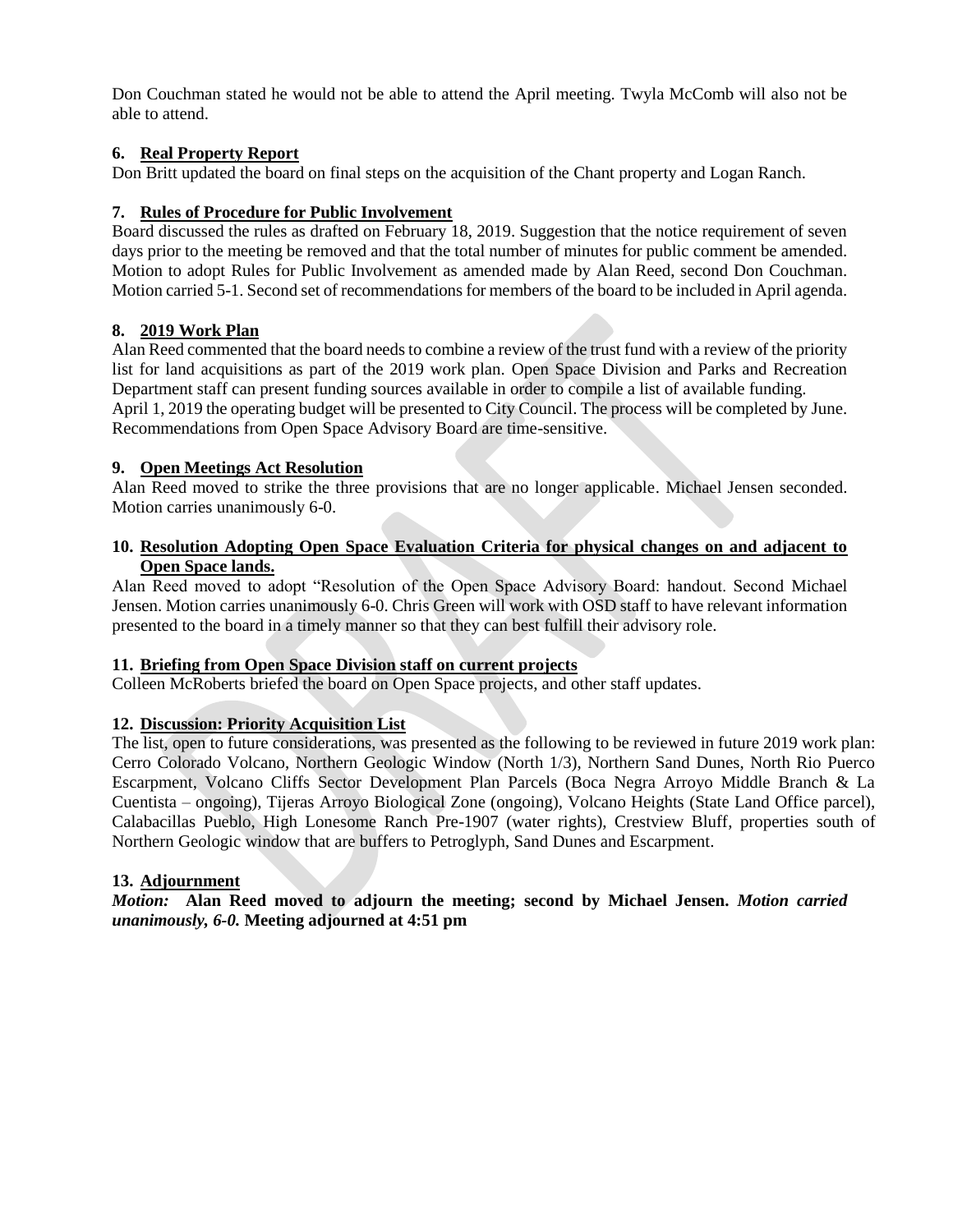Don Couchman stated he would not be able to attend the April meeting. Twyla McComb will also not be able to attend.

### 6. Real Property Report

Don Britt updated the board on final steps on the acquisition of the Chant property and Logan Ranch.

### 7. Rules of Procedure for Public Involvement

Board discussed the rules as drafted on February 18, 2019. Suggestion that the notice requirement of seven days prior to the meeting be removed and that the total number of minutes for public comment be amended. Motion to adopt Rules for Public Involvement as amended made by Alan Reed, second Don Couchman. Motion carried 5-1. Second set of recommendations for members of the board to be included in April agenda.

### 8. 2019 Work Plan

Alan Reed commented that the board needs to combine a review of the trust fund with a review of the priority list for land acquisitions as part of the 2019 work plan. Open Space Division and Parks and Recreation Department staff can present funding sources available in order to compile a list of available funding.
April 1, 2019 the operating budget will be presented to City Council. The process will be completed by June. Recommendations from Open Space Advisory Board are time-sensitive.

### 9. Open Meetings Act Resolution

Alan Reed moved to strike the three provisions that are no longer applicable. Michael Jensen seconded. Motion carries unanimously 6-0.

### 10. Resolution Adopting Open Space Evaluation Criteria for physical changes on and adjacent to Open Space lands.

Alan Reed moved to adopt "Resolution of the Open Space Advisory Board: handout. Second Michael Jensen. Motion carries unanimously 6-0. Chris Green will work with OSD staff to have relevant information presented to the board in a timely manner so that they can best fulfill their advisory role.

### 11. Briefing from Open Space Division staff on current projects

Colleen McRoberts briefed the board on Open Space projects, and other staff updates.

### 12. Discussion: Priority Acquisition List

The list, open to future considerations, was presented as the following to be reviewed in future 2019 work plan: Cerro Colorado Volcano, Northern Geologic Window (North 1/3), Northern Sand Dunes, North Rio Puerco Escarpment, Volcano Cliffs Sector Development Plan Parcels (Boca Negra Arroyo Middle Branch & La Cuentista – ongoing), Tijeras Arroyo Biological Zone (ongoing), Volcano Heights (State Land Office parcel), Calabacillas Pueblo, High Lonesome Ranch Pre-1907 (water rights), Crestview Bluff, properties south of Northern Geologic window that are buffers to Petroglyph, Sand Dunes and Escarpment.

### 13. Adjournment

***Motion:*** **Alan Reed moved to adjourn the meeting; second by Michael Jensen.** ***Motion carried unanimously, 6-0.*** **Meeting adjourned at 4:51 pm**